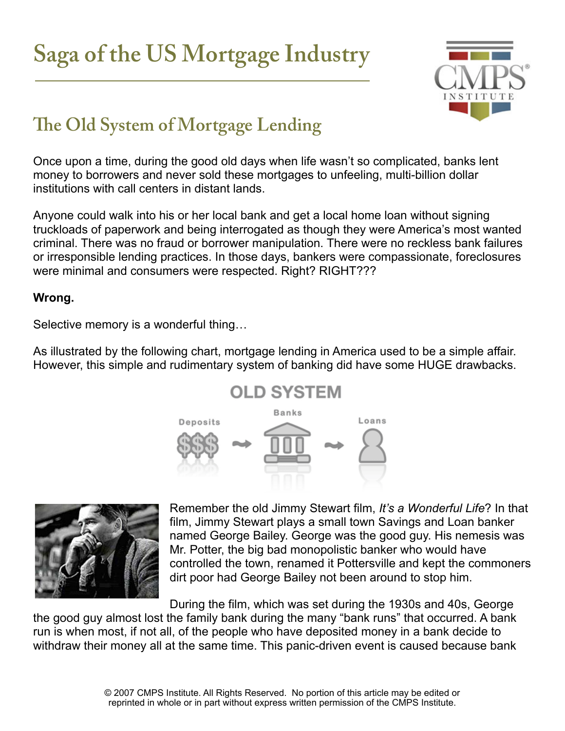# Saga of the US Mortgage Industry

## The Old System of Mortgage Lending

Once upon a time, during the good old days when life wasn't so complicated, banks lent money to borrowers and never sold these mortgages to unfeeling, multi-billion dollar institutions with call centers in distant lands.

Anyone could walk into his or her local bank and get a local home loan without signing truckloads of paperwork and being interrogated as though they were America's most wanted criminal. There was no fraud or borrower manipulation. There were no reckless bank failures or irresponsible lending practices. In those days, bankers were compassionate, foreclosures were minimal and consumers were respected. Right? RIGHT???

**Wrong.**

Selective memory is a wonderful thing…

As illustrated by the following chart, mortgage lending in America used to be a simple affair. However, this simple and rudimentary system of banking did have some HUGE drawbacks.

OLD SYSTEM

Deposits

Banks

Loans

Remember the old Jimmy Stewart film, *It's a Wonderful Life*? In that film, Jimmy Stewart plays a small town Savings and Loan banker named George Bailey. George was the good guy. His nemesis was Mr. Potter, the big bad monopolistic banker who would have controlled the town, renamed it Pottersville and kept the commoners dirt poor had George Bailey not been around to stop him.

During the film, which was set during the 1930s and 40s, George the good guy almost lost the family bank during the many "bank runs" that occurred. A bank run is when most, if not all, of the people who have deposited money in a bank decide to withdraw their money all at the same time. This panic-driven event is caused because bank

© 2007 CMPS Institute. All Rights Reserved. No portion of this article may be edited or reprinted in whole or in part without express written permission of the CMPS Institute.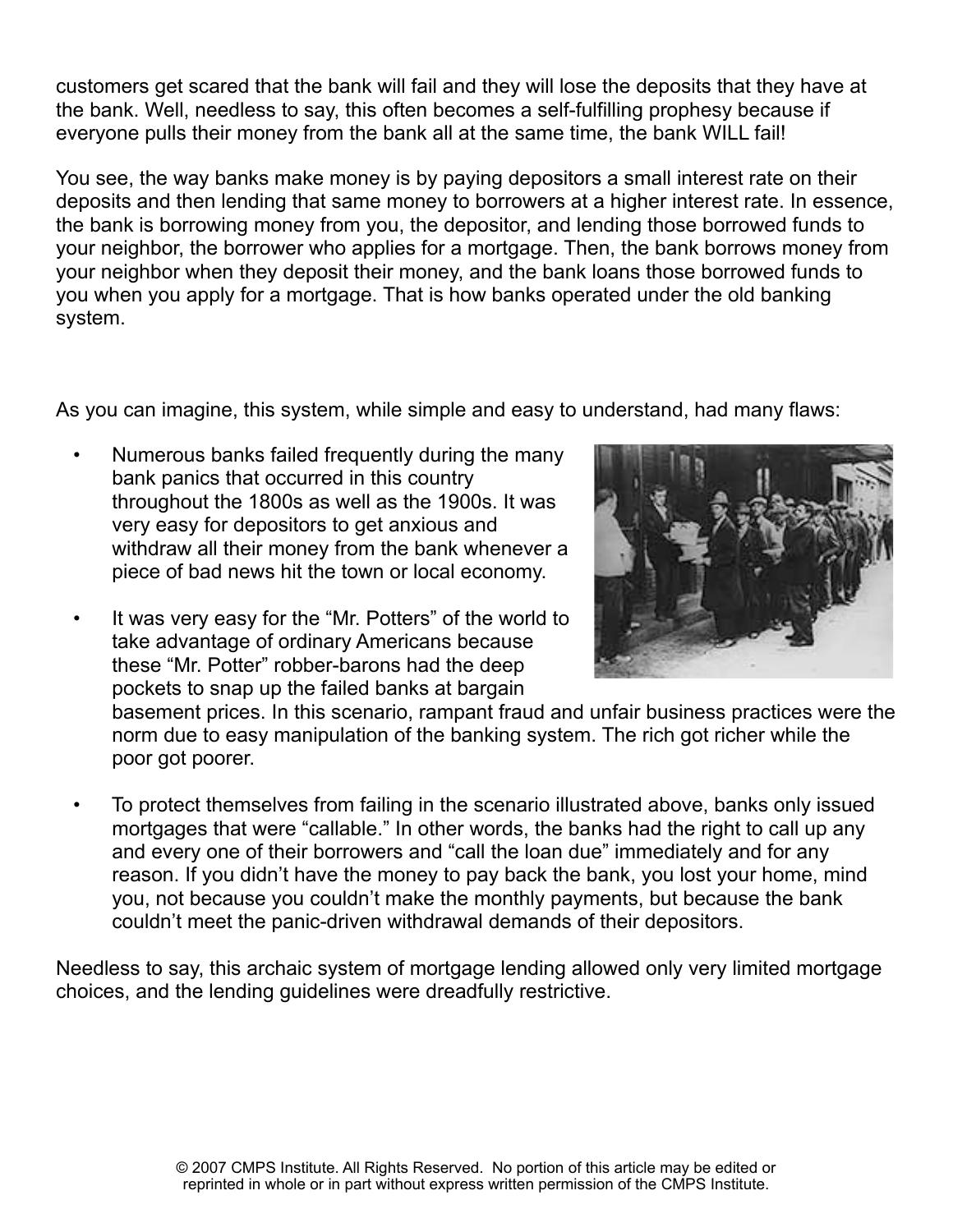customers get scared that the bank will fail and they will lose the deposits that they have at the bank. Well, needless to say, this often becomes a self-fulfilling prophesy because if everyone pulls their money from the bank all at the same time, the bank WILL fail!

You see, the way banks make money is by paying depositors a small interest rate on their deposits and then lending that same money to borrowers at a higher interest rate. In essence, the bank is borrowing money from you, the depositor, and lending those borrowed funds to your neighbor, the borrower who applies for a mortgage. Then, the bank borrows money from your neighbor when they deposit their money, and the bank loans those borrowed funds to you when you apply for a mortgage. That is how banks operated under the old banking system.

As you can imagine, this system, while simple and easy to understand, had many flaws:

- Numerous banks failed frequently during the many bank panics that occurred in this country throughout the 1800s as well as the 1900s. It was very easy for depositors to get anxious and withdraw all their money from the bank whenever a piece of bad news hit the town or local economy.
- It was very easy for the "Mr. Potters" of the world to take advantage of ordinary Americans because these "Mr. Potter" robber-barons had the deep pockets to snap up the failed banks at bargain basement prices. In this scenario, rampant fraud and unfair business practices were the norm due to easy manipulation of the banking system. The rich got richer while the poor got poorer.
- To protect themselves from failing in the scenario illustrated above, banks only issued mortgages that were "callable." In other words, the banks had the right to call up any and every one of their borrowers and "call the loan due" immediately and for any reason. If you didn't have the money to pay back the bank, you lost your home, mind you, not because you couldn't make the monthly payments, but because the bank couldn't meet the panic-driven withdrawal demands of their depositors.

Needless to say, this archaic system of mortgage lending allowed only very limited mortgage choices, and the lending guidelines were dreadfully restrictive.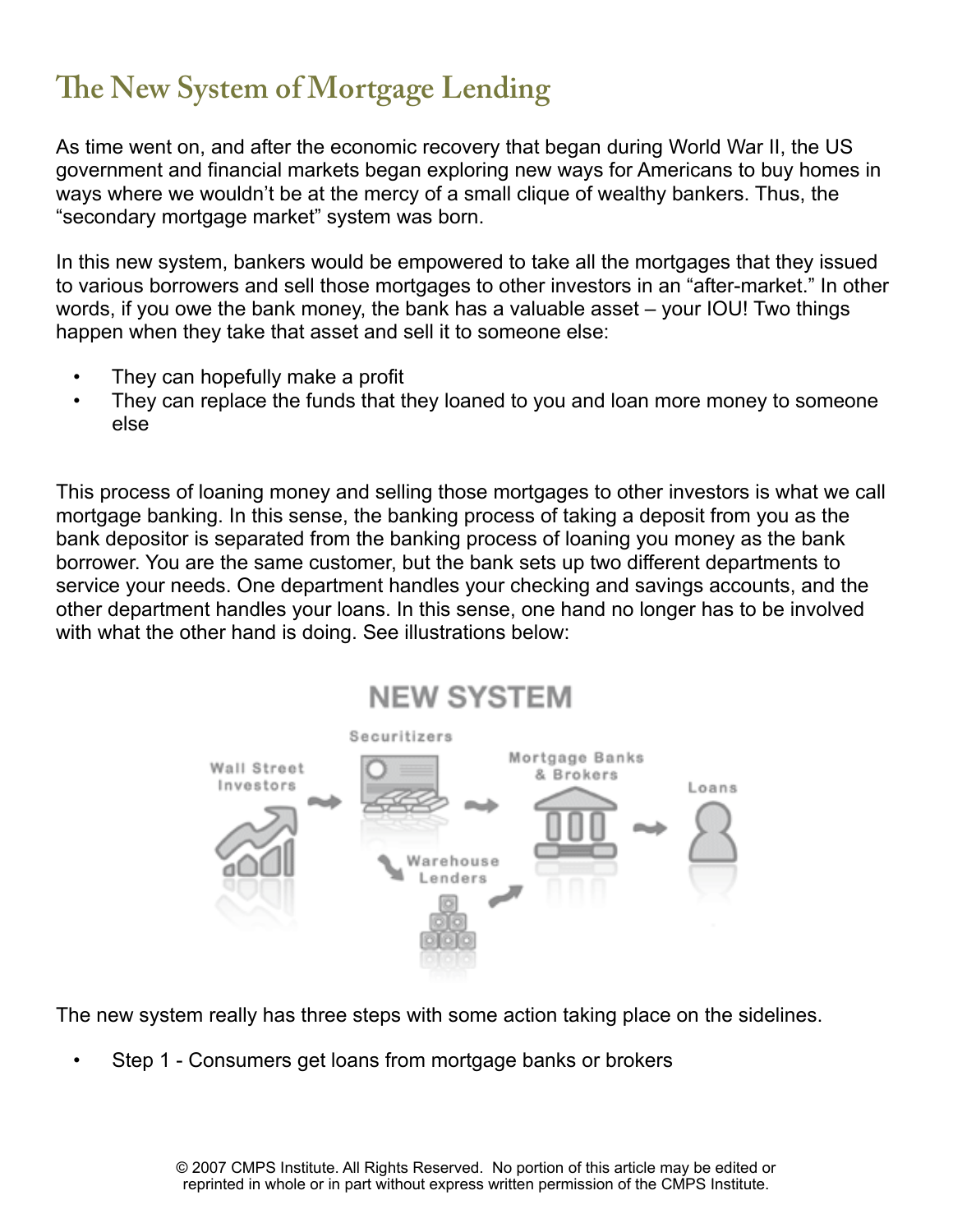# The New System of Mortgage Lending

As time went on, and after the economic recovery that began during World War II, the US government and financial markets began exploring new ways for Americans to buy homes in ways where we wouldn't be at the mercy of a small clique of wealthy bankers. Thus, the "secondary mortgage market" system was born.

In this new system, bankers would be empowered to take all the mortgages that they issued to various borrowers and sell those mortgages to other investors in an "after-market." In other words, if you owe the bank money, the bank has a valuable asset – your IOU! Two things happen when they take that asset and sell it to someone else:

- They can hopefully make a profit
- They can replace the funds that they loaned to you and loan more money to someone else

This process of loaning money and selling those mortgages to other investors is what we call mortgage banking. In this sense, the banking process of taking a deposit from you as the bank depositor is separated from the banking process of loaning you money as the bank borrower. You are the same customer, but the bank sets up two different departments to service your needs. One department handles your checking and savings accounts, and the other department handles your loans. In this sense, one hand no longer has to be involved with what the other hand is doing. See illustrations below:

NEW SYSTEM

Wall Street Investors

Securitizers

Warehouse Lenders

Mortgage Banks & Brokers

Loans

The new system really has three steps with some action taking place on the sidelines.

- Step 1 - Consumers get loans from mortgage banks or brokers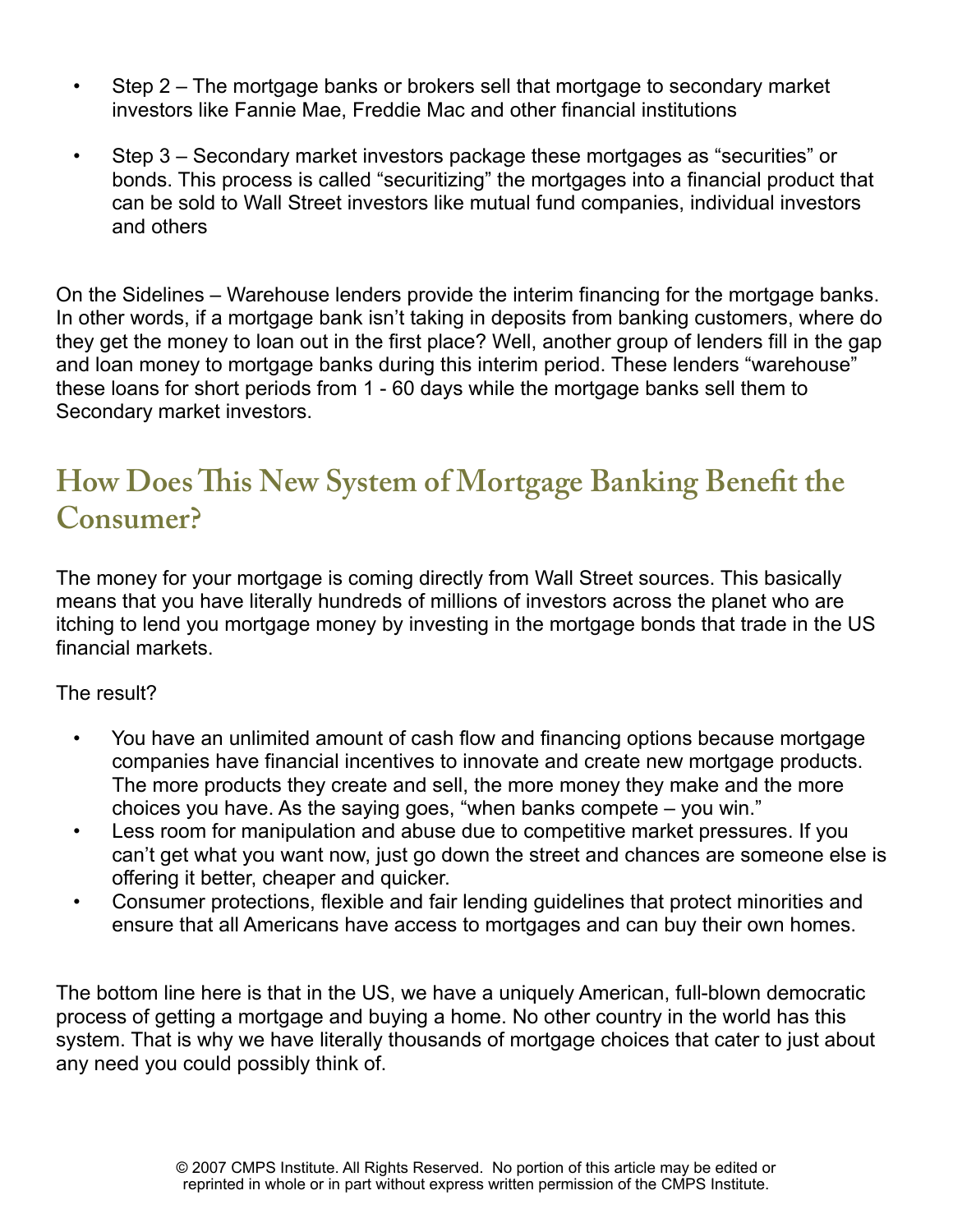- Step 2 – The mortgage banks or brokers sell that mortgage to secondary market investors like Fannie Mae, Freddie Mac and other financial institutions

- Step 3 – Secondary market investors package these mortgages as "securities" or bonds. This process is called "securitizing" the mortgages into a financial product that can be sold to Wall Street investors like mutual fund companies, individual investors and others

On the Sidelines – Warehouse lenders provide the interim financing for the mortgage banks. In other words, if a mortgage bank isn't taking in deposits from banking customers, where do they get the money to loan out in the first place? Well, another group of lenders fill in the gap and loan money to mortgage banks during this interim period. These lenders "warehouse" these loans for short periods from 1 - 60 days while the mortgage banks sell them to Secondary market investors.

## How Does This New System of Mortgage Banking Benefit the Consumer?

The money for your mortgage is coming directly from Wall Street sources. This basically means that you have literally hundreds of millions of investors across the planet who are itching to lend you mortgage money by investing in the mortgage bonds that trade in the US financial markets.

The result?

- You have an unlimited amount of cash flow and financing options because mortgage companies have financial incentives to innovate and create new mortgage products. The more products they create and sell, the more money they make and the more choices you have. As the saying goes, "when banks compete – you win."
- Less room for manipulation and abuse due to competitive market pressures. If you can't get what you want now, just go down the street and chances are someone else is offering it better, cheaper and quicker.
- Consumer protections, flexible and fair lending guidelines that protect minorities and ensure that all Americans have access to mortgages and can buy their own homes.

The bottom line here is that in the US, we have a uniquely American, full-blown democratic process of getting a mortgage and buying a home. No other country in the world has this system. That is why we have literally thousands of mortgage choices that cater to just about any need you could possibly think of.

© 2007 CMPS Institute. All Rights Reserved. No portion of this article may be edited or reprinted in whole or in part without express written permission of the CMPS Institute.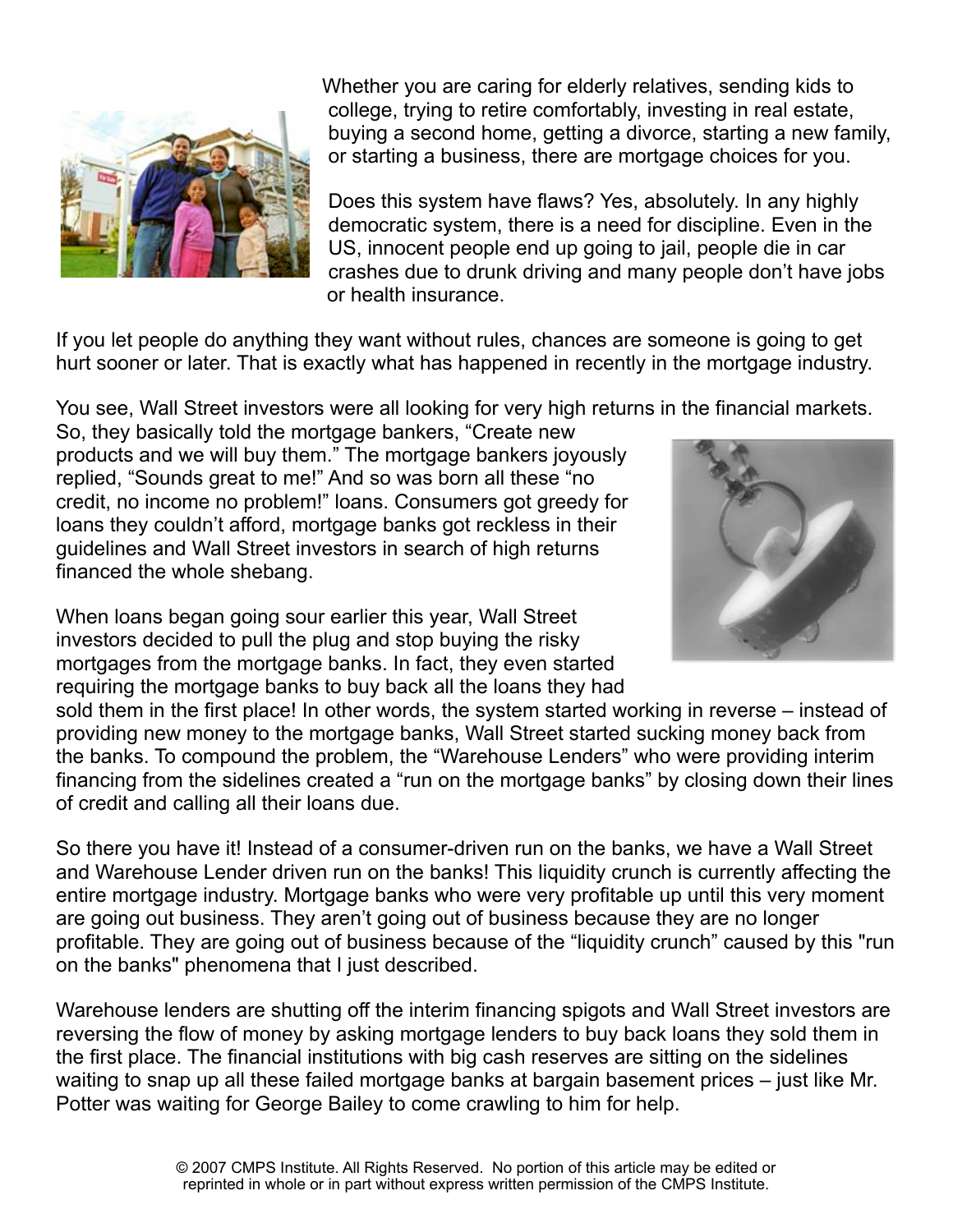Whether you are caring for elderly relatives, sending kids to college, trying to retire comfortably, investing in real estate, buying a second home, getting a divorce, starting a new family, or starting a business, there are mortgage choices for you.

Does this system have flaws? Yes, absolutely. In any highly democratic system, there is a need for discipline. Even in the US, innocent people end up going to jail, people die in car crashes due to drunk driving and many people don't have jobs or health insurance.

If you let people do anything they want without rules, chances are someone is going to get hurt sooner or later. That is exactly what has happened in recently in the mortgage industry.

You see, Wall Street investors were all looking for very high returns in the financial markets. So, they basically told the mortgage bankers, "Create new products and we will buy them." The mortgage bankers joyously replied, "Sounds great to me!" And so was born all these "no credit, no income no problem!" loans. Consumers got greedy for loans they couldn't afford, mortgage banks got reckless in their guidelines and Wall Street investors in search of high returns financed the whole shebang.

When loans began going sour earlier this year, Wall Street investors decided to pull the plug and stop buying the risky mortgages from the mortgage banks. In fact, they even started requiring the mortgage banks to buy back all the loans they had sold them in the first place! In other words, the system started working in reverse – instead of providing new money to the mortgage banks, Wall Street started sucking money back from the banks. To compound the problem, the "Warehouse Lenders" who were providing interim financing from the sidelines created a "run on the mortgage banks" by closing down their lines of credit and calling all their loans due.

So there you have it! Instead of a consumer-driven run on the banks, we have a Wall Street and Warehouse Lender driven run on the banks! This liquidity crunch is currently affecting the entire mortgage industry. Mortgage banks who were very profitable up until this very moment are going out business. They aren't going out of business because they are no longer profitable. They are going out of business because of the "liquidity crunch" caused by this "run on the banks" phenomena that I just described.

Warehouse lenders are shutting off the interim financing spigots and Wall Street investors are reversing the flow of money by asking mortgage lenders to buy back loans they sold them in the first place. The financial institutions with big cash reserves are sitting on the sidelines waiting to snap up all these failed mortgage banks at bargain basement prices – just like Mr. Potter was waiting for George Bailey to come crawling to him for help.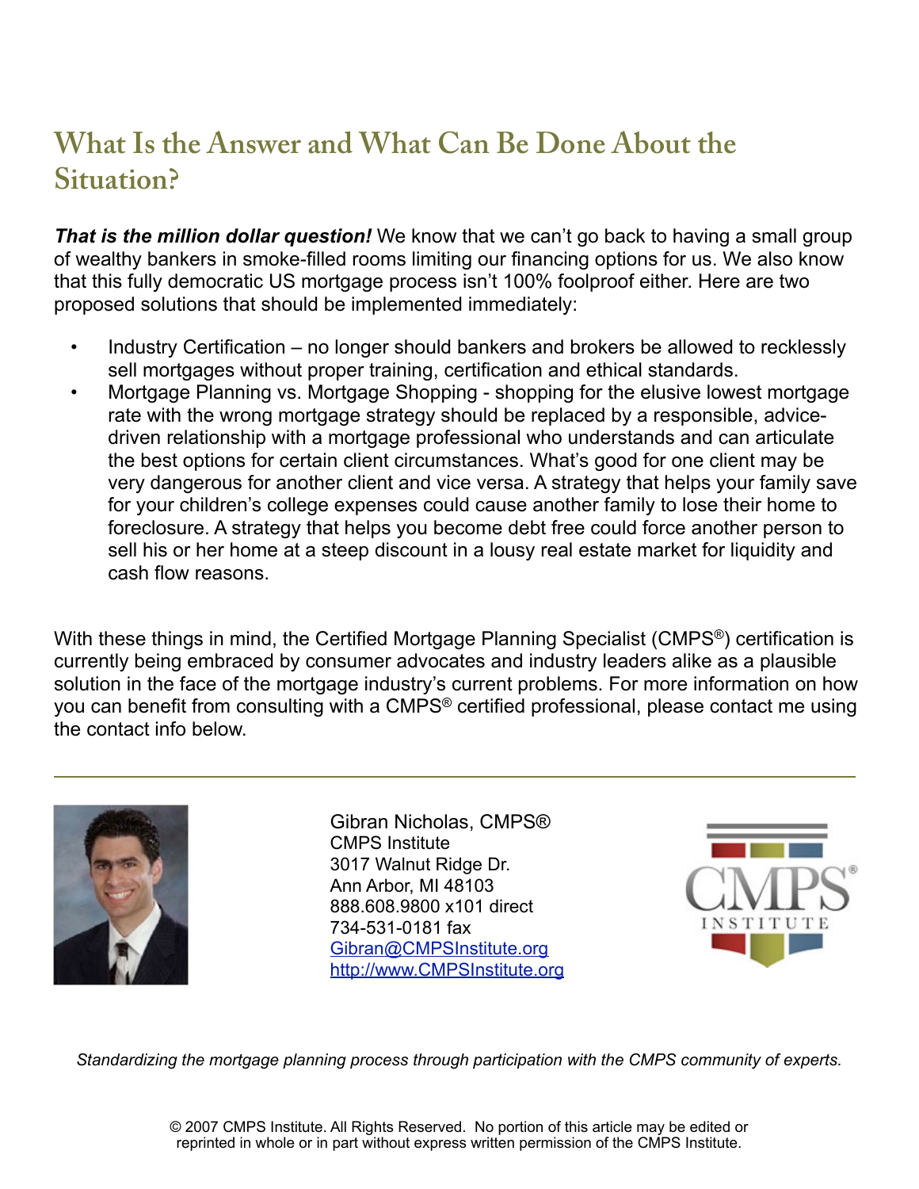## What Is the Answer and What Can Be Done About the Situation?

***That is the million dollar question!*** We know that we can't go back to having a small group of wealthy bankers in smoke-filled rooms limiting our financing options for us. We also know that this fully democratic US mortgage process isn't 100% foolproof either. Here are two proposed solutions that should be implemented immediately:

- Industry Certification – no longer should bankers and brokers be allowed to recklessly sell mortgages without proper training, certification and ethical standards.
- Mortgage Planning vs. Mortgage Shopping - shopping for the elusive lowest mortgage rate with the wrong mortgage strategy should be replaced by a responsible, advice-driven relationship with a mortgage professional who understands and can articulate the best options for certain client circumstances. What's good for one client may be very dangerous for another client and vice versa. A strategy that helps your family save for your children's college expenses could cause another family to lose their home to foreclosure. A strategy that helps you become debt free could force another person to sell his or her home at a steep discount in a lousy real estate market for liquidity and cash flow reasons.

With these things in mind, the Certified Mortgage Planning Specialist (CMPS®) certification is currently being embraced by consumer advocates and industry leaders alike as a plausible solution in the face of the mortgage industry's current problems. For more information on how you can benefit from consulting with a CMPS® certified professional, please contact me using the contact info below.

---

Gibran Nicholas, CMPS®
CMPS Institute
3017 Walnut Ridge Dr.
Ann Arbor, MI 48103
888.608.9800 x101 direct
734-531-0181 fax
Gibran@CMPSInstitute.org
http://www.CMPSInstitute.org

CMPS® INSTITUTE

*Standardizing the mortgage planning process through participation with the CMPS community of experts.*

© 2007 CMPS Institute. All Rights Reserved. No portion of this article may be edited or reprinted in whole or in part without express written permission of the CMPS Institute.